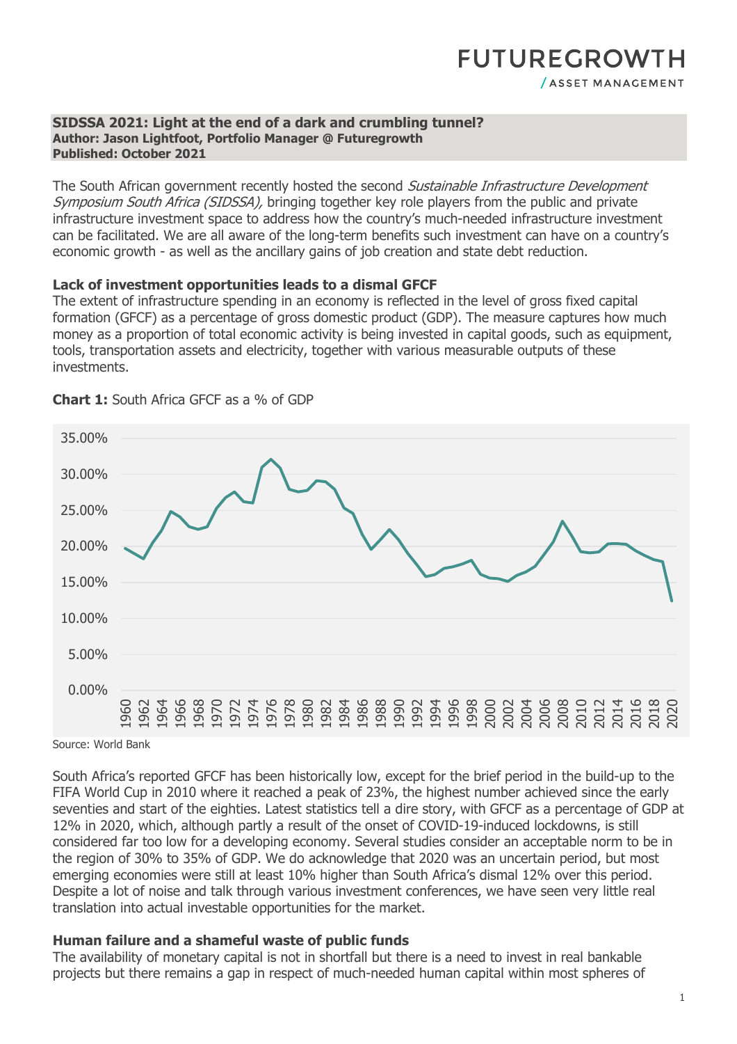# FUTUREGROWTH

/ ASSET MANAGEMENT

**SIDSSA 2021: Light at the end of a dark and crumbling tunnel?**
**Author: Jason Lightfoot, Portfolio Manager @ Futuregrowth**
**Published: October 2021**

The South African government recently hosted the second *Sustainable Infrastructure Development Symposium South Africa (SIDSSA),* bringing together key role players from the public and private infrastructure investment space to address how the country's much-needed infrastructure investment can be facilitated. We are all aware of the long-term benefits such investment can have on a country's economic growth - as well as the ancillary gains of job creation and state debt reduction.

**Lack of investment opportunities leads to a dismal GFCF**

The extent of infrastructure spending in an economy is reflected in the level of gross fixed capital formation (GFCF) as a percentage of gross domestic product (GDP). The measure captures how much money as a proportion of total economic activity is being invested in capital goods, such as equipment, tools, transportation assets and electricity, together with various measurable outputs of these investments.

**Chart 1:** South Africa GFCF as a % of GDP

Source: World Bank

South Africa's reported GFCF has been historically low, except for the brief period in the build-up to the FIFA World Cup in 2010 where it reached a peak of 23%, the highest number achieved since the early seventies and start of the eighties. Latest statistics tell a dire story, with GFCF as a percentage of GDP at 12% in 2020, which, although partly a result of the onset of COVID-19-induced lockdowns, is still considered far too low for a developing economy. Several studies consider an acceptable norm to be in the region of 30% to 35% of GDP. We do acknowledge that 2020 was an uncertain period, but most emerging economies were still at least 10% higher than South Africa's dismal 12% over this period. Despite a lot of noise and talk through various investment conferences, we have seen very little real translation into actual investable opportunities for the market.

**Human failure and a shameful waste of public funds**

The availability of monetary capital is not in shortfall but there is a need to invest in real bankable projects but there remains a gap in respect of much-needed human capital within most spheres of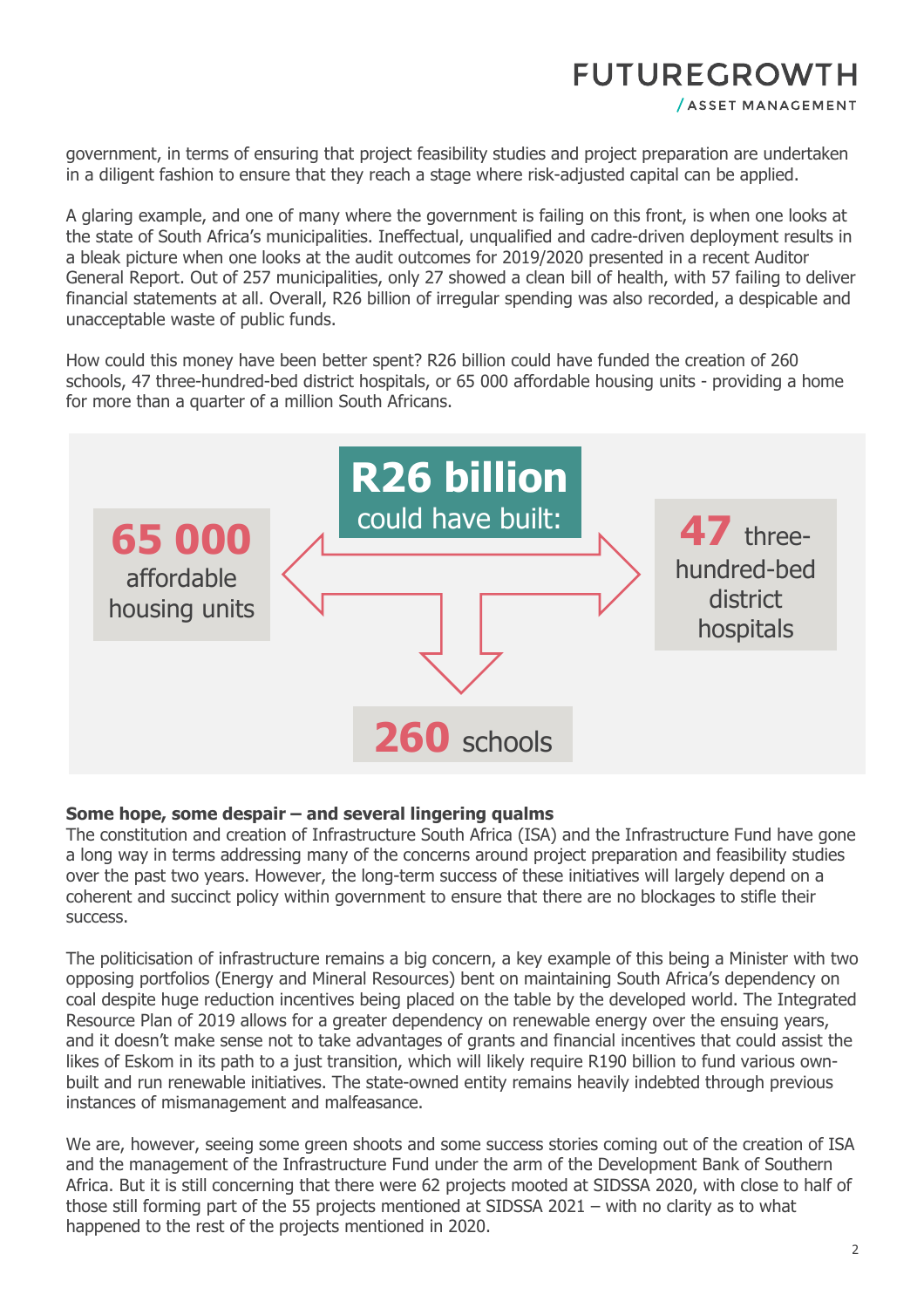government, in terms of ensuring that project feasibility studies and project preparation are undertaken in a diligent fashion to ensure that they reach a stage where risk-adjusted capital can be applied.

A glaring example, and one of many where the government is failing on this front, is when one looks at the state of South Africa's municipalities. Ineffectual, unqualified and cadre-driven deployment results in a bleak picture when one looks at the audit outcomes for 2019/2020 presented in a recent Auditor General Report. Out of 257 municipalities, only 27 showed a clean bill of health, with 57 failing to deliver financial statements at all. Overall, R26 billion of irregular spending was also recorded, a despicable and unacceptable waste of public funds.

How could this money have been better spent? R26 billion could have funded the creation of 260 schools, 47 three-hundred-bed district hospitals, or 65 000 affordable housing units - providing a home for more than a quarter of a million South Africans.

**R26 billion** could have built:

- **65 000** affordable housing units
- **47** three-hundred-bed district hospitals
- **260** schools

**Some hope, some despair – and several lingering qualms**

The constitution and creation of Infrastructure South Africa (ISA) and the Infrastructure Fund have gone a long way in terms addressing many of the concerns around project preparation and feasibility studies over the past two years. However, the long-term success of these initiatives will largely depend on a coherent and succinct policy within government to ensure that there are no blockages to stifle their success.

The politicisation of infrastructure remains a big concern, a key example of this being a Minister with two opposing portfolios (Energy and Mineral Resources) bent on maintaining South Africa's dependency on coal despite huge reduction incentives being placed on the table by the developed world. The Integrated Resource Plan of 2019 allows for a greater dependency on renewable energy over the ensuing years, and it doesn't make sense not to take advantages of grants and financial incentives that could assist the likes of Eskom in its path to a just transition, which will likely require R190 billion to fund various own-built and run renewable initiatives. The state-owned entity remains heavily indebted through previous instances of mismanagement and malfeasance.

We are, however, seeing some green shoots and some success stories coming out of the creation of ISA and the management of the Infrastructure Fund under the arm of the Development Bank of Southern Africa. But it is still concerning that there were 62 projects mooted at SIDSSA 2020, with close to half of those still forming part of the 55 projects mentioned at SIDSSA 2021 – with no clarity as to what happened to the rest of the projects mentioned in 2020.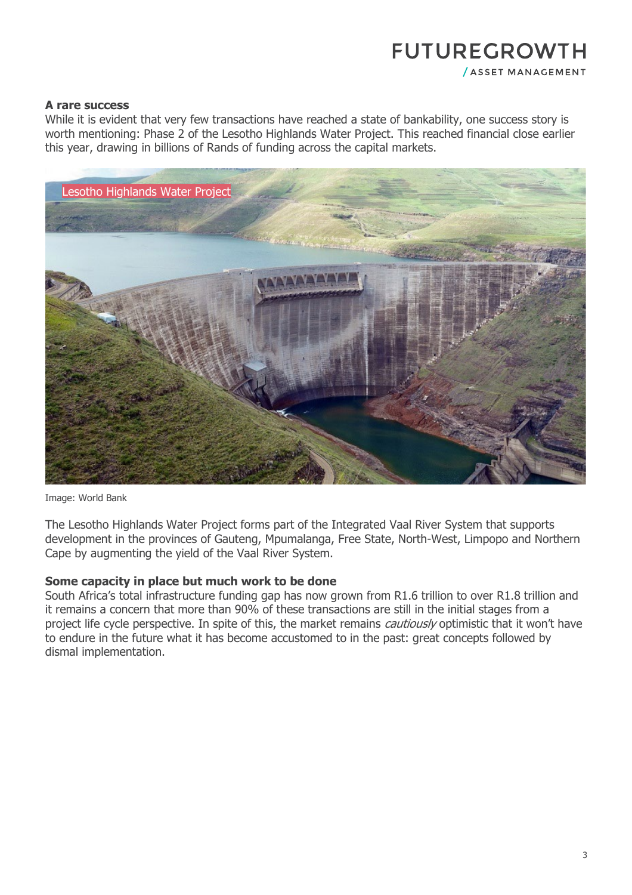### A rare success

While it is evident that very few transactions have reached a state of bankability, one success story is worth mentioning: Phase 2 of the Lesotho Highlands Water Project. This reached financial close earlier this year, drawing in billions of Rands of funding across the capital markets.

Lesotho Highlands Water Project

Image: World Bank

The Lesotho Highlands Water Project forms part of the Integrated Vaal River System that supports development in the provinces of Gauteng, Mpumalanga, Free State, North-West, Limpopo and Northern Cape by augmenting the yield of the Vaal River System.

### Some capacity in place but much work to be done

South Africa's total infrastructure funding gap has now grown from R1.6 trillion to over R1.8 trillion and it remains a concern that more than 90% of these transactions are still in the initial stages from a project life cycle perspective. In spite of this, the market remains *cautiously* optimistic that it won't have to endure in the future what it has become accustomed to in the past: great concepts followed by dismal implementation.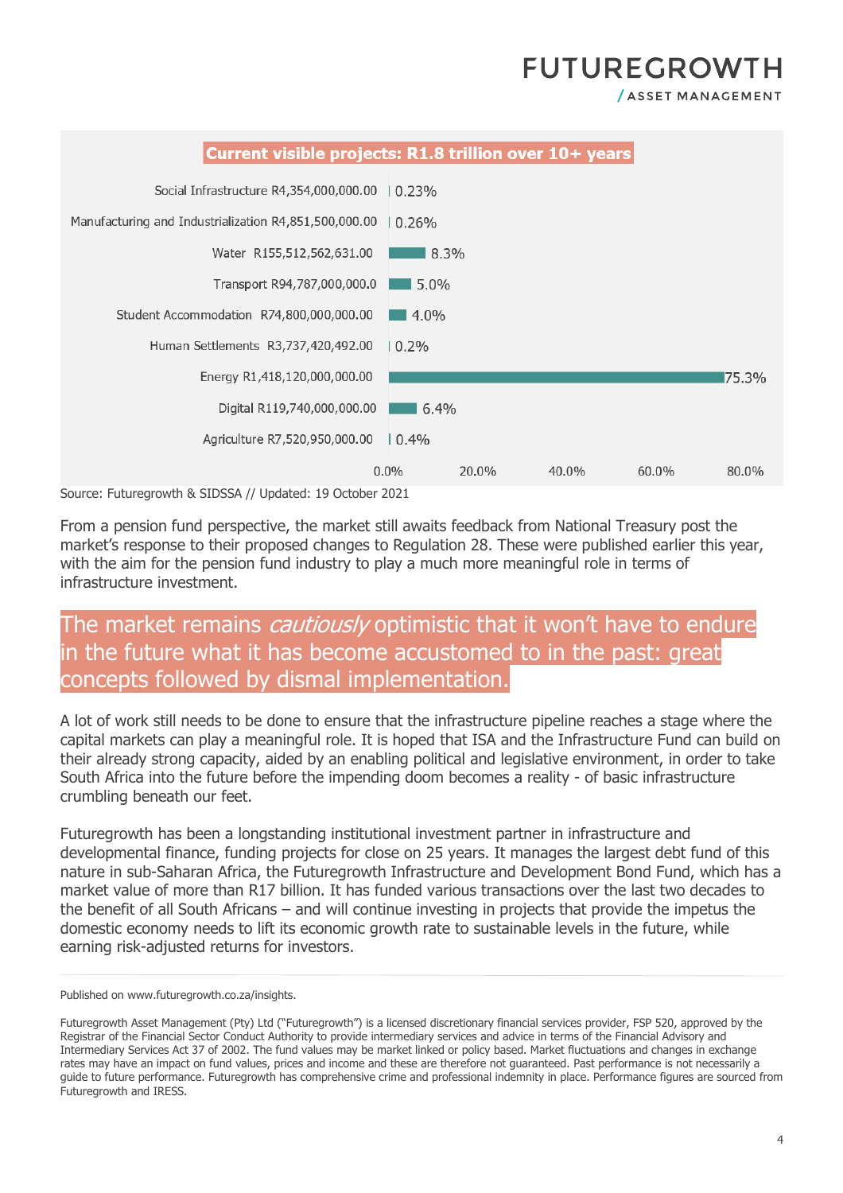**Current visible projects: R1.8 trillion over 10+ years**

Social Infrastructure R4,354,000,000.00 0.23%
Manufacturing and Industrialization R4,851,500,000.00 0.26%
Water R155,512,562,631.00 8.3%
Transport R94,787,000,000.0 5.0%
Student Accommodation R74,800,000,000.00 4.0%
Human Settlements R3,737,420,492.00 0.2%
Energy R1,418,120,000,000.00 75.3%
Digital R119,740,000,000.00 6.4%
Agriculture R7,520,950,000.00 0.4%

0.0% 20.0% 40.0% 60.0% 80.0%

Source: Futuregrowth & SIDSSA // Updated: 19 October 2021

From a pension fund perspective, the market still awaits feedback from National Treasury post the market's response to their proposed changes to Regulation 28. These were published earlier this year, with the aim for the pension fund industry to play a much more meaningful role in terms of infrastructure investment.

## The market remains *cautiously* optimistic that it won't have to endure in the future what it has become accustomed to in the past: great concepts followed by dismal implementation.

A lot of work still needs to be done to ensure that the infrastructure pipeline reaches a stage where the capital markets can play a meaningful role. It is hoped that ISA and the Infrastructure Fund can build on their already strong capacity, aided by an enabling political and legislative environment, in order to take South Africa into the future before the impending doom becomes a reality - of basic infrastructure crumbling beneath our feet.

Futuregrowth has been a longstanding institutional investment partner in infrastructure and developmental finance, funding projects for close on 25 years. It manages the largest debt fund of this nature in sub-Saharan Africa, the Futuregrowth Infrastructure and Development Bond Fund, which has a market value of more than R17 billion. It has funded various transactions over the last two decades to the benefit of all South Africans – and will continue investing in projects that provide the impetus the domestic economy needs to lift its economic growth rate to sustainable levels in the future, while earning risk-adjusted returns for investors.

---

Published on www.futuregrowth.co.za/insights.

Futuregrowth Asset Management (Pty) Ltd ("Futuregrowth") is a licensed discretionary financial services provider, FSP 520, approved by the Registrar of the Financial Sector Conduct Authority to provide intermediary services and advice in terms of the Financial Advisory and Intermediary Services Act 37 of 2002. The fund values may be market linked or policy based. Market fluctuations and changes in exchange rates may have an impact on fund values, prices and income and these are therefore not guaranteed. Past performance is not necessarily a guide to future performance. Futuregrowth has comprehensive crime and professional indemnity in place. Performance figures are sourced from Futuregrowth and IRESS.